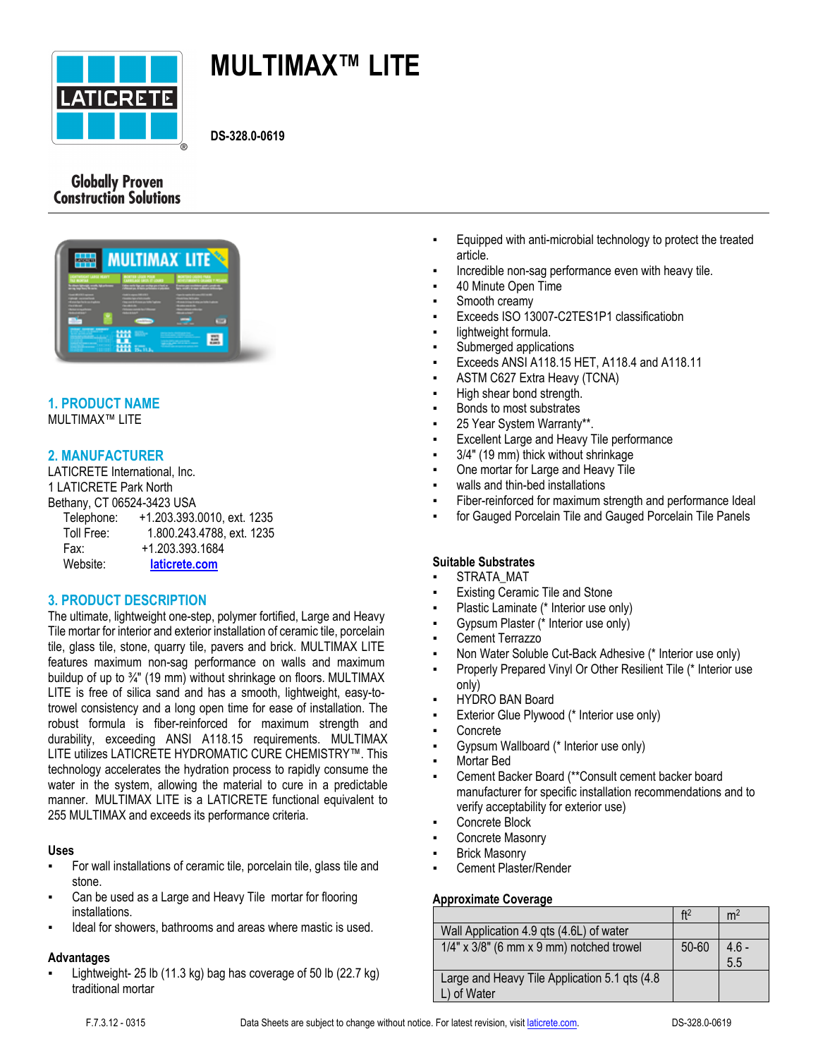# MULTIMAX™ LITE

**DS-328.0-0619**

Globally Proven Construction Solutions

## 1. PRODUCT NAME

MULTIMAX™ LITE

## 2. MANUFACTURER

LATICRETE International, Inc.
1 LATICRETE Park North
Bethany, CT 06524-3423 USA

Telephone: +1.203.393.0010, ext. 1235
Toll Free: 1.800.243.4788, ext. 1235
Fax: +1.203.393.1684
Website: laticrete.com

## 3. PRODUCT DESCRIPTION

The ultimate, lightweight one-step, polymer fortified, Large and Heavy Tile mortar for interior and exterior installation of ceramic tile, porcelain tile, glass tile, stone, quarry tile, pavers and brick. MULTIMAX LITE features maximum non-sag performance on walls and maximum buildup of up to ¾" (19 mm) without shrinkage on floors. MULTIMAX LITE is free of silica sand and has a smooth, lightweight, easy-to-trowel consistency and a long open time for ease of installation. The robust formula is fiber-reinforced for maximum strength and durability, exceeding ANSI A118.15 requirements. MULTIMAX LITE utilizes LATICRETE HYDROMATIC CURE CHEMISTRY™. This technology accelerates the hydration process to rapidly consume the water in the system, allowing the material to cure in a predictable manner. MULTIMAX LITE is a LATICRETE functional equivalent to 255 MULTIMAX and exceeds its performance criteria.

### Uses

- For wall installations of ceramic tile, porcelain tile, glass tile and stone.
- Can be used as a Large and Heavy Tile mortar for flooring installations.
- Ideal for showers, bathrooms and areas where mastic is used.

### Advantages

- Lightweight- 25 lb (11.3 kg) bag has coverage of 50 lb (22.7 kg) traditional mortar
- Equipped with anti-microbial technology to protect the treated article.
- Incredible non-sag performance even with heavy tile.
- 40 Minute Open Time
- Smooth creamy
- Exceeds ISO 13007-C2TES1P1 classificatiobn
- lightweight formula.
- Submerged applications
- Exceeds ANSI A118.15 HET, A118.4 and A118.11
- ASTM C627 Extra Heavy (TCNA)
- High shear bond strength.
- Bonds to most substrates
- 25 Year System Warranty**.
- Excellent Large and Heavy Tile performance
- 3/4" (19 mm) thick without shrinkage
- One mortar for Large and Heavy Tile
- walls and thin-bed installations
- Fiber-reinforced for maximum strength and performance Ideal
- for Gauged Porcelain Tile and Gauged Porcelain Tile Panels

### Suitable Substrates

- STRATA_MAT
- Existing Ceramic Tile and Stone
- Plastic Laminate (* Interior use only)
- Gypsum Plaster (* Interior use only)
- Cement Terrazzo
- Non Water Soluble Cut-Back Adhesive (* Interior use only)
- Properly Prepared Vinyl Or Other Resilient Tile (* Interior use only)
- HYDRO BAN Board
- Exterior Glue Plywood (* Interior use only)
- Concrete
- Gypsum Wallboard (* Interior use only)
- Mortar Bed
- Cement Backer Board (**Consult cement backer board manufacturer for specific installation recommendations and to verify acceptability for exterior use)
- Concrete Block
- Concrete Masonry
- Brick Masonry
- Cement Plaster/Render

### Approximate Coverage

| | ft² | m² |
|---|---|---|
| Wall Application 4.9 qts (4.6L) of water | | |
| 1/4" x 3/8" (6 mm x 9 mm) notched trowel | 50-60 | 4.6 - 5.5 |
| Large and Heavy Tile Application 5.1 qts (4.8 L) of Water | | |

F.7.3.12 - 0315 Data Sheets are subject to change without notice. For latest revision, visit laticrete.com.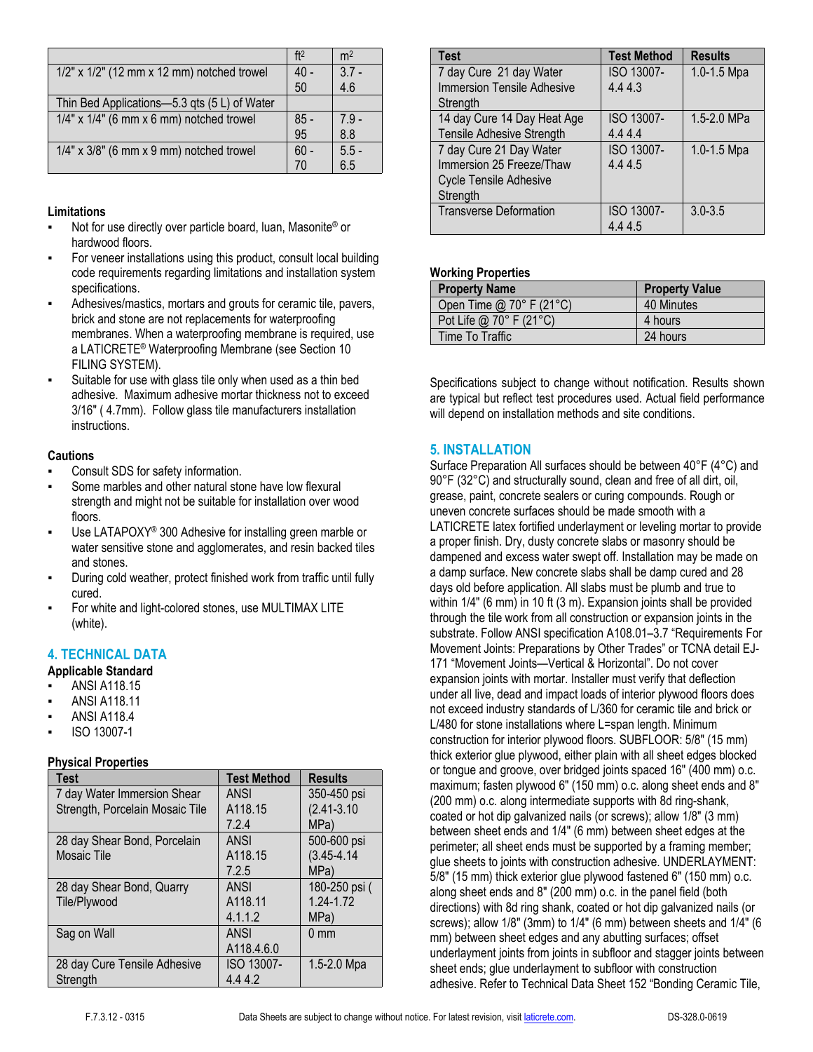| | ft² | m² |
|---|---|---|
| 1/2" x 1/2" (12 mm x 12 mm) notched trowel | 40 - 50 | 3.7 - 4.6 |
| Thin Bed Applications—5.3 qts (5 L) of Water | | |
| 1/4" x 1/4" (6 mm x 6 mm) notched trowel | 85 - 95 | 7.9 - 8.8 |
| 1/4" x 3/8" (6 mm x 9 mm) notched trowel | 60 - 70 | 5.5 - 6.5 |

**Limitations**

- Not for use directly over particle board, luan, Masonite® or hardwood floors.
- For veneer installations using this product, consult local building code requirements regarding limitations and installation system specifications.
- Adhesives/mastics, mortars and grouts for ceramic tile, pavers, brick and stone are not replacements for waterproofing membranes. When a waterproofing membrane is required, use a LATICRETE® Waterproofing Membrane (see Section 10 FILING SYSTEM).
- Suitable for use with glass tile only when used as a thin bed adhesive. Maximum adhesive mortar thickness not to exceed 3/16" ( 4.7mm). Follow glass tile manufacturers installation instructions.

**Cautions**

- Consult SDS for safety information.
- Some marbles and other natural stone have low flexural strength and might not be suitable for installation over wood floors.
- Use LATAPOXY® 300 Adhesive for installing green marble or water sensitive stone and agglomerates, and resin backed tiles and stones.
- During cold weather, protect finished work from traffic until fully cured.
- For white and light-colored stones, use MULTIMAX LITE (white).

## 4. TECHNICAL DATA

**Applicable Standard**

- ANSI A118.15
- ANSI A118.11
- ANSI A118.4
- ISO 13007-1

**Physical Properties**

| Test | Test Method | Results |
|---|---|---|
| 7 day Water Immersion Shear Strength, Porcelain Mosaic Tile | ANSI A118.15 7.2.4 | 350-450 psi (2.41-3.10 MPa) |
| 28 day Shear Bond, Porcelain Mosaic Tile | ANSI A118.15 7.2.5 | 500-600 psi (3.45-4.14 MPa) |
| 28 day Shear Bond, Quarry Tile/Plywood | ANSI A118.11 4.1.1.2 | 180-250 psi ( 1.24-1.72 MPa) |
| Sag on Wall | ANSI A118.4.6.0 | 0 mm |
| 28 day Cure Tensile Adhesive Strength | ISO 13007-4.4 4.2 | 1.5-2.0 Mpa |
| 7 day Cure 21 day Water Immersion Tensile Adhesive Strength | ISO 13007-4.4 4.3 | 1.0-1.5 Mpa |
| 14 day Cure 14 Day Heat Age Tensile Adhesive Strength | ISO 13007-4.4 4.4 | 1.5-2.0 MPa |
| 7 day Cure 21 Day Water Immersion 25 Freeze/Thaw Cycle Tensile Adhesive Strength | ISO 13007-4.4 4.5 | 1.0-1.5 Mpa |
| Transverse Deformation | ISO 13007-4.4 4.5 | 3.0-3.5 |

**Working Properties**

| Property Name | Property Value |
|---|---|
| Open Time @ 70° F (21°C) | 40 Minutes |
| Pot Life @ 70° F (21°C) | 4 hours |
| Time To Traffic | 24 hours |

Specifications subject to change without notification. Results shown are typical but reflect test procedures used. Actual field performance will depend on installation methods and site conditions.

## 5. INSTALLATION

Surface Preparation All surfaces should be between 40°F (4°C) and 90°F (32°C) and structurally sound, clean and free of all dirt, oil, grease, paint, concrete sealers or curing compounds. Rough or uneven concrete surfaces should be made smooth with a LATICRETE latex fortified underlayment or leveling mortar to provide a proper finish. Dry, dusty concrete slabs or masonry should be dampened and excess water swept off. Installation may be made on a damp surface. New concrete slabs shall be damp cured and 28 days old before application. All slabs must be plumb and true to within 1/4" (6 mm) in 10 ft (3 m). Expansion joints shall be provided through the tile work from all construction or expansion joints in the substrate. Follow ANSI specification A108.01–3.7 "Requirements For Movement Joints: Preparations by Other Trades" or TCNA detail EJ-171 "Movement Joints—Vertical & Horizontal". Do not cover expansion joints with mortar. Installer must verify that deflection under all live, dead and impact loads of interior plywood floors does not exceed industry standards of L/360 for ceramic tile and brick or L/480 for stone installations where L=span length. Minimum construction for interior plywood floors. SUBFLOOR: 5/8" (15 mm) thick exterior glue plywood, either plain with all sheet edges blocked or tongue and groove, over bridged joints spaced 16" (400 mm) o.c. maximum; fasten plywood 6" (150 mm) o.c. along sheet ends and 8" (200 mm) o.c. along intermediate supports with 8d ring-shank, coated or hot dip galvanized nails (or screws); allow 1/8" (3 mm) between sheet ends and 1/4" (6 mm) between sheet edges at the perimeter; all sheet ends must be supported by a framing member; glue sheets to joints with construction adhesive. UNDERLAYMENT: 5/8" (15 mm) thick exterior glue plywood fastened 6" (150 mm) o.c. along sheet ends and 8" (200 mm) o.c. in the panel field (both directions) with 8d ring shank, coated or hot dip galvanized nails (or screws); allow 1/8" (3mm) to 1/4" (6 mm) between sheets and 1/4" (6 mm) between sheet edges and any abutting surfaces; offset underlayment joints from joints in subfloor and stagger joints between sheet ends; glue underlayment to subfloor with construction adhesive. Refer to Technical Data Sheet 152 "Bonding Ceramic Tile,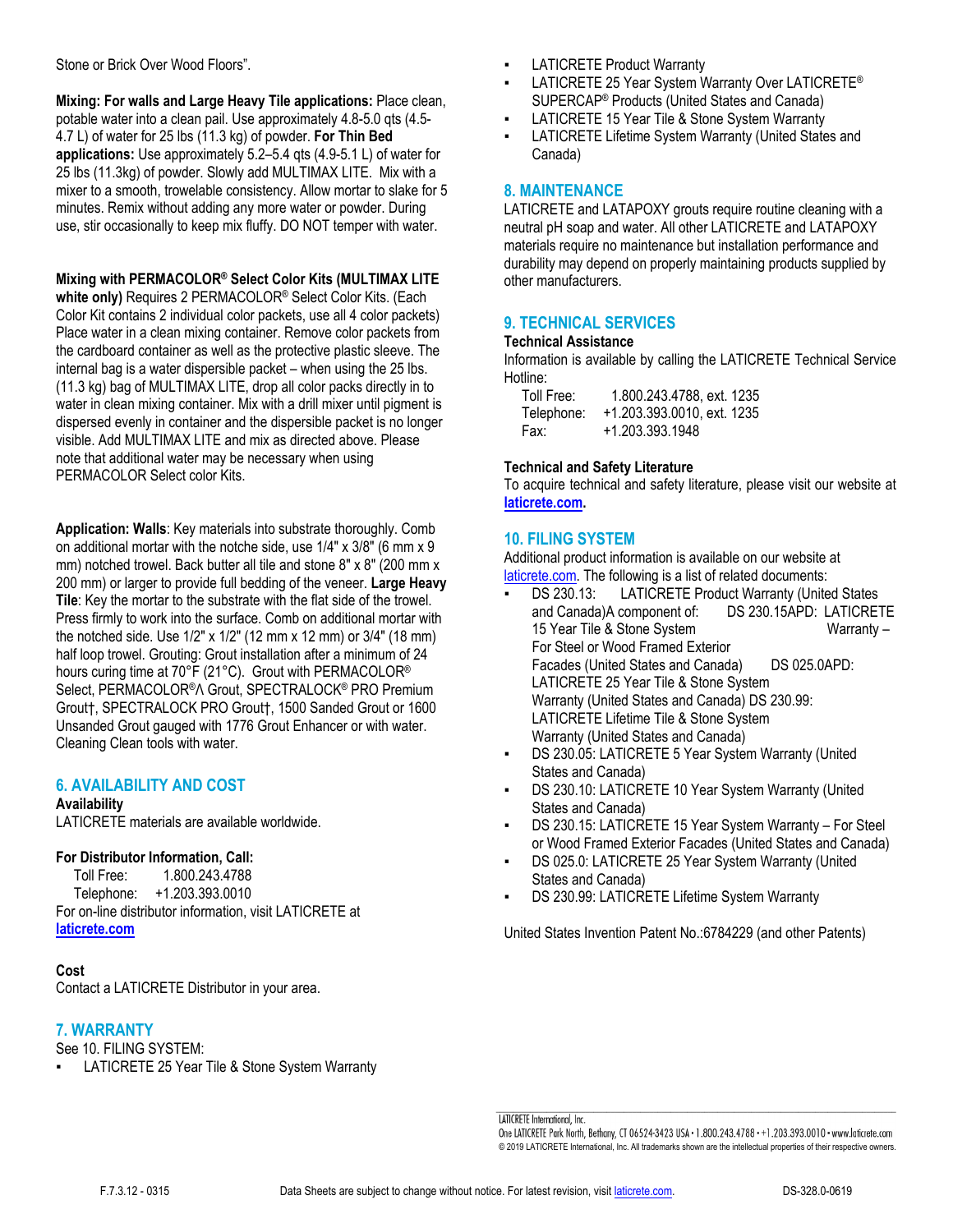Stone or Brick Over Wood Floors".

**Mixing: For walls and Large Heavy Tile applications:** Place clean, potable water into a clean pail. Use approximately 4.8-5.0 qts (4.5-4.7 L) of water for 25 lbs (11.3 kg) of powder. **For Thin Bed applications:** Use approximately 5.2–5.4 qts (4.9-5.1 L) of water for 25 lbs (11.3kg) of powder. Slowly add MULTIMAX LITE. Mix with a mixer to a smooth, trowelable consistency. Allow mortar to slake for 5 minutes. Remix without adding any more water or powder. During use, stir occasionally to keep mix fluffy. DO NOT temper with water.

**Mixing with PERMACOLOR® Select Color Kits (MULTIMAX LITE white only)** Requires 2 PERMACOLOR® Select Color Kits. (Each Color Kit contains 2 individual color packets, use all 4 color packets) Place water in a clean mixing container. Remove color packets from the cardboard container as well as the protective plastic sleeve. The internal bag is a water dispersible packet – when using the 25 lbs. (11.3 kg) bag of MULTIMAX LITE, drop all color packs directly in to water in clean mixing container. Mix with a drill mixer until pigment is dispersed evenly in container and the dispersible packet is no longer visible. Add MULTIMAX LITE and mix as directed above. Please note that additional water may be necessary when using PERMACOLOR Select color Kits.

**Application: Walls**: Key materials into substrate thoroughly. Comb on additional mortar with the notche side, use 1/4" x 3/8" (6 mm x 9 mm) notched trowel. Back butter all tile and stone 8" x 8" (200 mm x 200 mm) or larger to provide full bedding of the veneer. **Large Heavy Tile**: Key the mortar to the substrate with the flat side of the trowel. Press firmly to work into the surface. Comb on additional mortar with the notched side. Use 1/2" x 1/2" (12 mm x 12 mm) or 3/4" (18 mm) half loop trowel. Grouting: Grout installation after a minimum of 24 hours curing time at 70°F (21°C). Grout with PERMACOLOR® Select, PERMACOLOR®Λ Grout, SPECTRALOCK® PRO Premium Grout†, SPECTRALOCK PRO Grout†, 1500 Sanded Grout or 1600 Unsanded Grout gauged with 1776 Grout Enhancer or with water. Cleaning Clean tools with water.

## 6. AVAILABILITY AND COST

**Availability**

LATICRETE materials are available worldwide.

**For Distributor Information, Call:**

Toll Free: 1.800.243.4788
Telephone: +1.203.393.0010

For on-line distributor information, visit LATICRETE at **laticrete.com**

**Cost**

Contact a LATICRETE Distributor in your area.

## 7. WARRANTY

See 10. FILING SYSTEM:

- LATICRETE 25 Year Tile & Stone System Warranty
- LATICRETE Product Warranty
- LATICRETE 25 Year System Warranty Over LATICRETE® SUPERCAP® Products (United States and Canada)
- LATICRETE 15 Year Tile & Stone System Warranty
- LATICRETE Lifetime System Warranty (United States and Canada)

## 8. MAINTENANCE

LATICRETE and LATAPOXY grouts require routine cleaning with a neutral pH soap and water. All other LATICRETE and LATAPOXY materials require no maintenance but installation performance and durability may depend on properly maintaining products supplied by other manufacturers.

## 9. TECHNICAL SERVICES

**Technical Assistance**

Information is available by calling the LATICRETE Technical Service Hotline:

Toll Free: 1.800.243.4788, ext. 1235
Telephone: +1.203.393.0010, ext. 1235
Fax: +1.203.393.1948

**Technical and Safety Literature**

To acquire technical and safety literature, please visit our website at **laticrete.com.**

## 10. FILING SYSTEM

Additional product information is available on our website at laticrete.com. The following is a list of related documents:

- DS 230.13: LATICRETE Product Warranty (United States and Canada)A component of: DS 230.15APD: LATICRETE 15 Year Tile & Stone System Warranty – For Steel or Wood Framed Exterior Facades (United States and Canada) DS 025.0APD: LATICRETE 25 Year Tile & Stone System Warranty (United States and Canada) DS 230.99: LATICRETE Lifetime Tile & Stone System Warranty (United States and Canada)
- DS 230.05: LATICRETE 5 Year System Warranty (United States and Canada)
- DS 230.10: LATICRETE 10 Year System Warranty (United States and Canada)
- DS 230.15: LATICRETE 15 Year System Warranty – For Steel or Wood Framed Exterior Facades (United States and Canada)
- DS 025.0: LATICRETE 25 Year System Warranty (United States and Canada)
- DS 230.99: LATICRETE Lifetime System Warranty

United States Invention Patent No.:6784229 (and other Patents)

LATICRETE International, Inc.
One LATICRETE Park North, Bethany, CT 06524-3423 USA • 1.800.243.4788 • +1.203.393.0010 • www.laticrete.com
© 2019 LATICRETE International, Inc. All trademarks shown are the intellectual properties of their respective owners.

F.7.3.12 - 0315 Data Sheets are subject to change without notice. For latest revision, visit laticrete.com. DS-328.0-0619